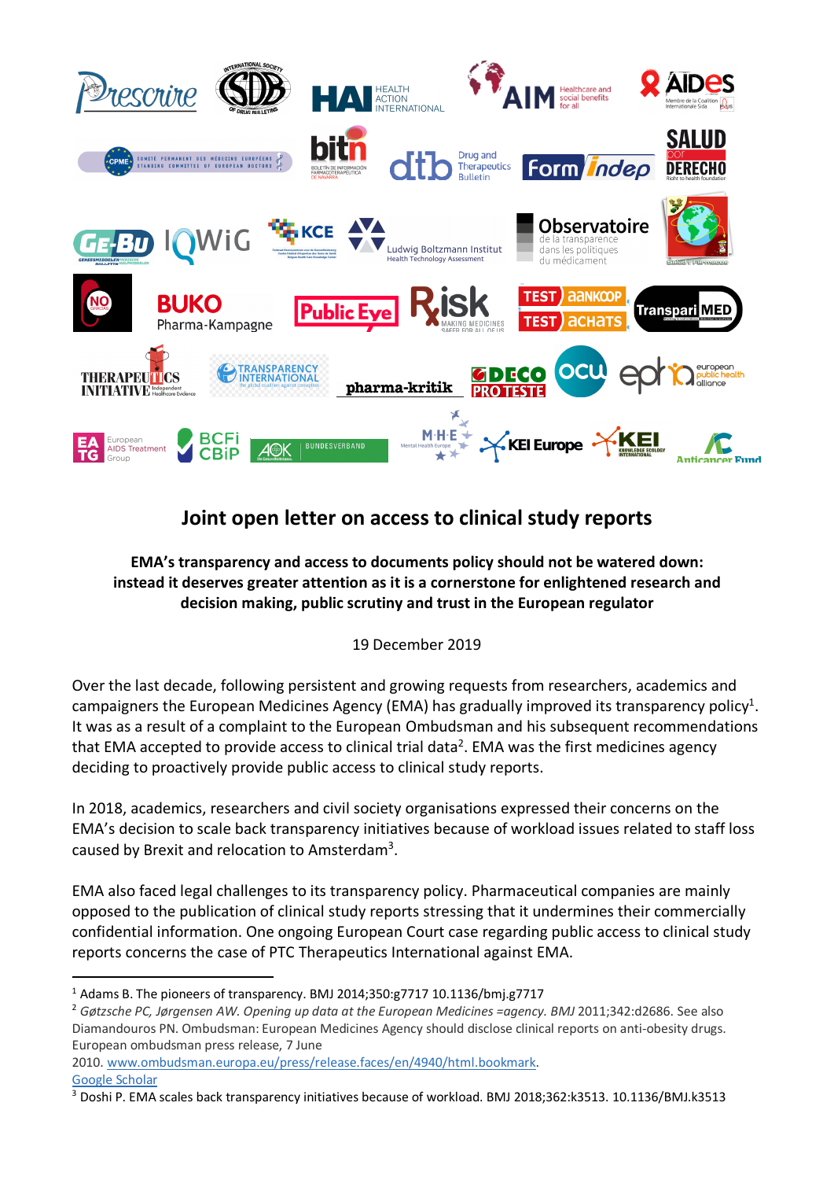# Joint open letter on access to clinical study reports

**EMA's transparency and access to documents policy should not be watered down: instead it deserves greater attention as it is a cornerstone for enlightened research and decision making, public scrutiny and trust in the European regulator**

19 December 2019

Over the last decade, following persistent and growing requests from researchers, academics and campaigners the European Medicines Agency (EMA) has gradually improved its transparency policy[1]. It was as a result of a complaint to the European Ombudsman and his subsequent recommendations that EMA accepted to provide access to clinical trial data[2]. EMA was the first medicines agency deciding to proactively provide public access to clinical study reports.

In 2018, academics, researchers and civil society organisations expressed their concerns on the EMA's decision to scale back transparency initiatives because of workload issues related to staff loss caused by Brexit and relocation to Amsterdam[3].

EMA also faced legal challenges to its transparency policy. Pharmaceutical companies are mainly opposed to the publication of clinical study reports stressing that it undermines their commercially confidential information. One ongoing European Court case regarding public access to clinical study reports concerns the case of PTC Therapeutics International against EMA.

---

[1] Adams B. The pioneers of transparency. BMJ 2014;350:g7717 10.1136/bmj.g7717

[2] *Gøtzsche PC, Jørgensen AW. Opening up data at the European Medicines =agency. BMJ* 2011;342:d2686. See also Diamandouros PN. Ombudsman: European Medicines Agency should disclose clinical reports on anti-obesity drugs. European ombudsman press release, 7 June 2010. www.ombudsman.europa.eu/press/release.faces/en/4940/html.bookmark. Google Scholar

[3] Doshi P. EMA scales back transparency initiatives because of workload. BMJ 2018;362:k3513. 10.1136/BMJ.k3513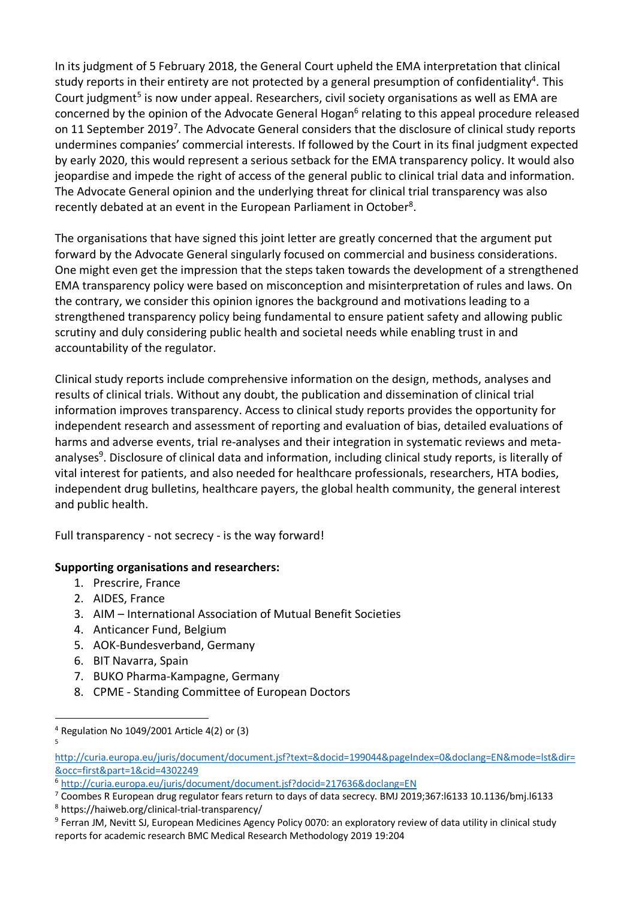In its judgment of 5 February 2018, the General Court upheld the EMA interpretation that clinical study reports in their entirety are not protected by a general presumption of confidentiality[4]. This Court judgment[5] is now under appeal. Researchers, civil society organisations as well as EMA are concerned by the opinion of the Advocate General Hogan[6] relating to this appeal procedure released on 11 September 2019[7]. The Advocate General considers that the disclosure of clinical study reports undermines companies' commercial interests. If followed by the Court in its final judgment expected by early 2020, this would represent a serious setback for the EMA transparency policy. It would also jeopardise and impede the right of access of the general public to clinical trial data and information. The Advocate General opinion and the underlying threat for clinical trial transparency was also recently debated at an event in the European Parliament in October[8].

The organisations that have signed this joint letter are greatly concerned that the argument put forward by the Advocate General singularly focused on commercial and business considerations. One might even get the impression that the steps taken towards the development of a strengthened EMA transparency policy were based on misconception and misinterpretation of rules and laws. On the contrary, we consider this opinion ignores the background and motivations leading to a strengthened transparency policy being fundamental to ensure patient safety and allowing public scrutiny and duly considering public health and societal needs while enabling trust in and accountability of the regulator.

Clinical study reports include comprehensive information on the design, methods, analyses and results of clinical trials. Without any doubt, the publication and dissemination of clinical trial information improves transparency. Access to clinical study reports provides the opportunity for independent research and assessment of reporting and evaluation of bias, detailed evaluations of harms and adverse events, trial re-analyses and their integration in systematic reviews and meta-analyses[9]. Disclosure of clinical data and information, including clinical study reports, is literally of vital interest for patients, and also needed for healthcare professionals, researchers, HTA bodies, independent drug bulletins, healthcare payers, the global health community, the general interest and public health.

Full transparency - not secrecy - is the way forward!

**Supporting organisations and researchers:**

1. Prescrire, France
2. AIDES, France
3. AIM – International Association of Mutual Benefit Societies
4. Anticancer Fund, Belgium
5. AOK-Bundesverband, Germany
6. BIT Navarra, Spain
7. BUKO Pharma-Kampagne, Germany
8. CPME - Standing Committee of European Doctors

---

[4] Regulation No 1049/2001 Article 4(2) or (3)

[5] http://curia.europa.eu/juris/document/document.jsf?text=&docid=199044&pageIndex=0&doclang=EN&mode=lst&dir=&occ=first&part=1&cid=4302249

[6] http://curia.europa.eu/juris/document/document.jsf?docid=217636&doclang=EN

[7] Coombes R European drug regulator fears return to days of data secrecy. BMJ 2019;367:l6133 10.1136/bmj.l6133

[8] https://haiweb.org/clinical-trial-transparency/

[9] Ferran JM, Nevitt SJ, European Medicines Agency Policy 0070: an exploratory review of data utility in clinical study reports for academic research BMC Medical Research Methodology 2019 19:204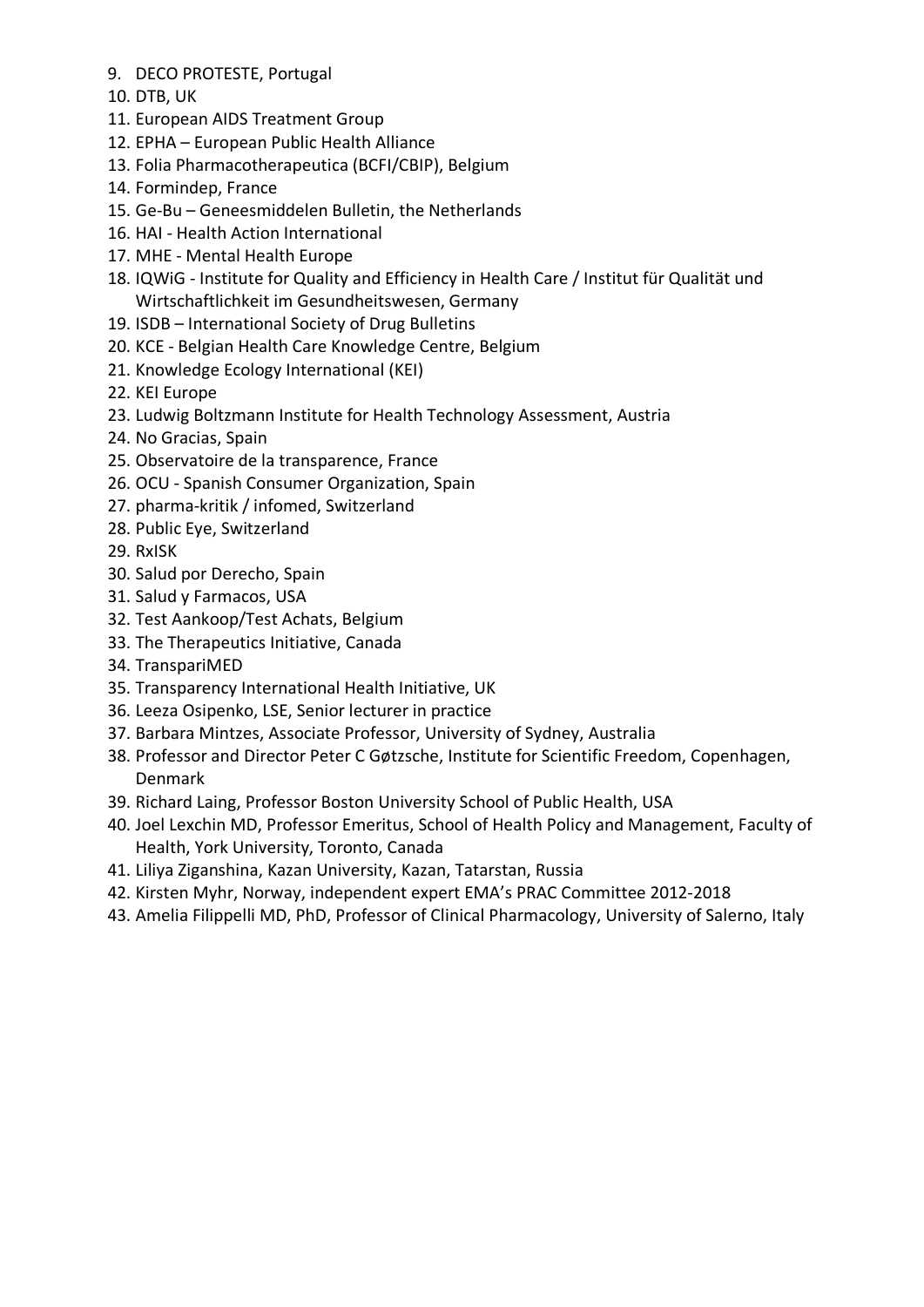9. DECO PROTESTE, Portugal
10. DTB, UK
11. European AIDS Treatment Group
12. EPHA – European Public Health Alliance
13. Folia Pharmacotherapeutica (BCFI/CBIP), Belgium
14. Formindep, France
15. Ge-Bu – Geneesmiddelen Bulletin, the Netherlands
16. HAI - Health Action International
17. MHE - Mental Health Europe
18. IQWiG - Institute for Quality and Efficiency in Health Care / Institut für Qualität und Wirtschaftlichkeit im Gesundheitswesen, Germany
19. ISDB – International Society of Drug Bulletins
20. KCE - Belgian Health Care Knowledge Centre, Belgium
21. Knowledge Ecology International (KEI)
22. KEI Europe
23. Ludwig Boltzmann Institute for Health Technology Assessment, Austria
24. No Gracias, Spain
25. Observatoire de la transparence, France
26. OCU - Spanish Consumer Organization, Spain
27. pharma-kritik / infomed, Switzerland
28. Public Eye, Switzerland
29. RxISK
30. Salud por Derecho, Spain
31. Salud y Farmacos, USA
32. Test Aankoop/Test Achats, Belgium
33. The Therapeutics Initiative, Canada
34. TranspariMED
35. Transparency International Health Initiative, UK
36. Leeza Osipenko, LSE, Senior lecturer in practice
37. Barbara Mintzes, Associate Professor, University of Sydney, Australia
38. Professor and Director Peter C Gøtzsche, Institute for Scientific Freedom, Copenhagen, Denmark
39. Richard Laing, Professor Boston University School of Public Health, USA
40. Joel Lexchin MD, Professor Emeritus, School of Health Policy and Management, Faculty of Health, York University, Toronto, Canada
41. Liliya Ziganshina, Kazan University, Kazan, Tatarstan, Russia
42. Kirsten Myhr, Norway, independent expert EMA's PRAC Committee 2012-2018
43. Amelia Filippelli MD, PhD, Professor of Clinical Pharmacology, University of Salerno, Italy